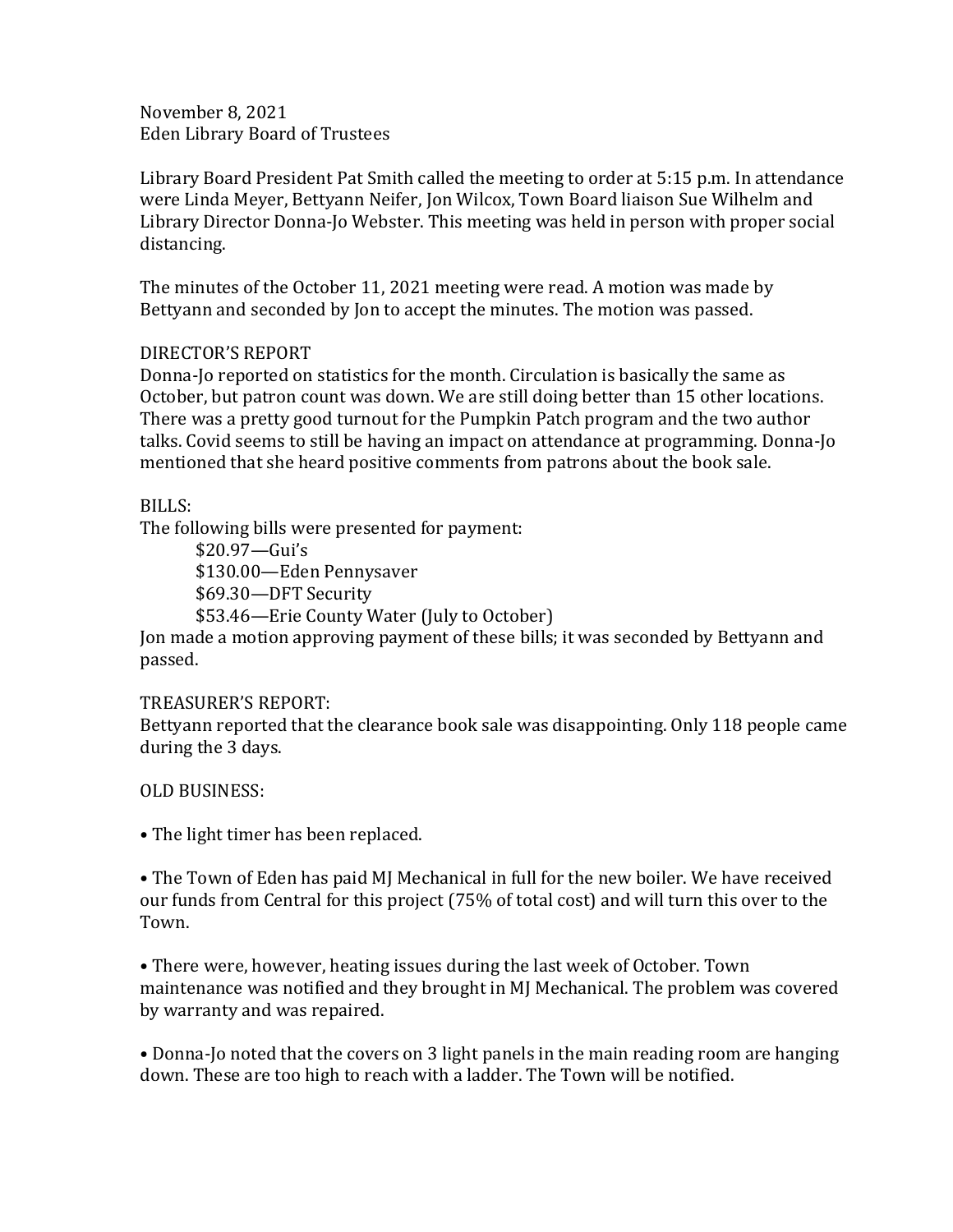November 8, 2021
Eden Library Board of Trustees

Library Board President Pat Smith called the meeting to order at 5:15 p.m. In attendance were Linda Meyer, Bettyann Neifer, Jon Wilcox, Town Board liaison Sue Wilhelm and Library Director Donna-Jo Webster. This meeting was held in person with proper social distancing.

The minutes of the October 11, 2021 meeting were read. A motion was made by Bettyann and seconded by Jon to accept the minutes. The motion was passed.

DIRECTOR'S REPORT
Donna-Jo reported on statistics for the month. Circulation is basically the same as October, but patron count was down. We are still doing better than 15 other locations. There was a pretty good turnout for the Pumpkin Patch program and the two author talks. Covid seems to still be having an impact on attendance at programming. Donna-Jo mentioned that she heard positive comments from patrons about the book sale.

BILLS:
The following bills were presented for payment:

- $20.97—Gui's
- $130.00—Eden Pennysaver
- $69.30—DFT Security
- $53.46—Erie County Water (July to October)

Jon made a motion approving payment of these bills; it was seconded by Bettyann and passed.

TREASURER'S REPORT:
Bettyann reported that the clearance book sale was disappointing. Only 118 people came during the 3 days.

OLD BUSINESS:

- The light timer has been replaced.

- The Town of Eden has paid MJ Mechanical in full for the new boiler. We have received our funds from Central for this project (75% of total cost) and will turn this over to the Town.

- There were, however, heating issues during the last week of October. Town maintenance was notified and they brought in MJ Mechanical. The problem was covered by warranty and was repaired.

- Donna-Jo noted that the covers on 3 light panels in the main reading room are hanging down. These are too high to reach with a ladder. The Town will be notified.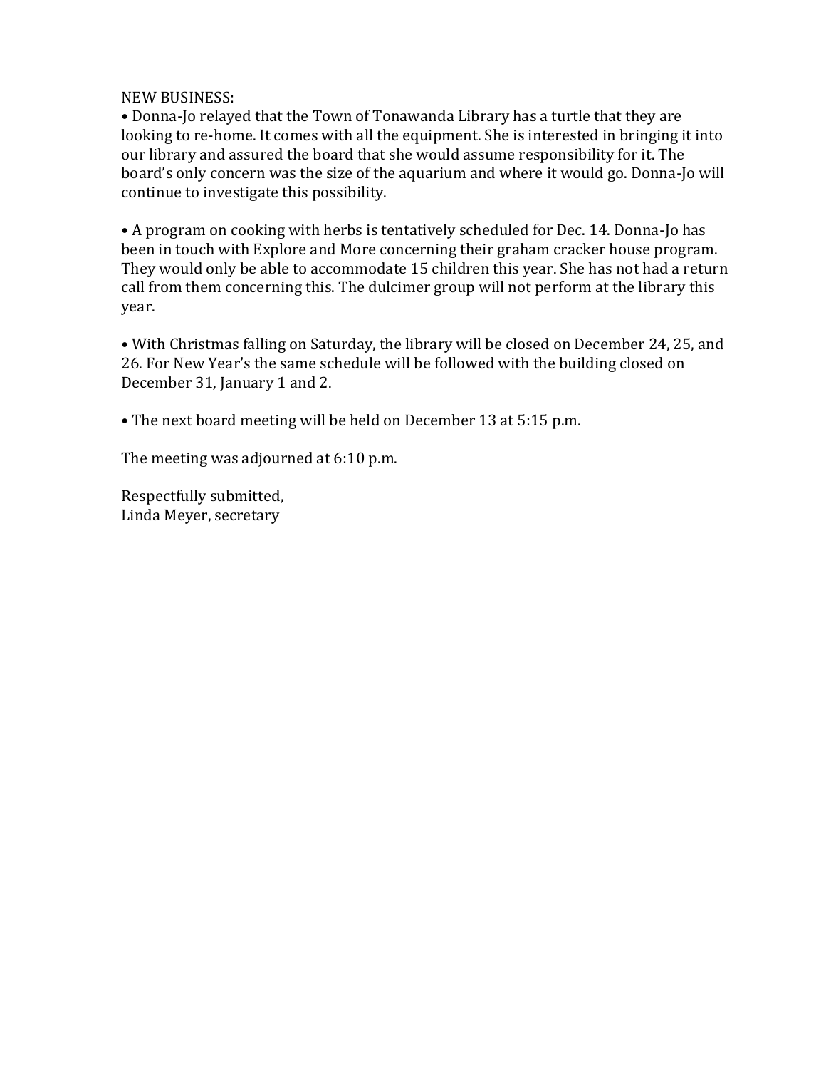NEW BUSINESS:

- Donna-Jo relayed that the Town of Tonawanda Library has a turtle that they are looking to re-home. It comes with all the equipment. She is interested in bringing it into our library and assured the board that she would assume responsibility for it. The board's only concern was the size of the aquarium and where it would go. Donna-Jo will continue to investigate this possibility.

- A program on cooking with herbs is tentatively scheduled for Dec. 14. Donna-Jo has been in touch with Explore and More concerning their graham cracker house program. They would only be able to accommodate 15 children this year. She has not had a return call from them concerning this. The dulcimer group will not perform at the library this year.

- With Christmas falling on Saturday, the library will be closed on December 24, 25, and 26. For New Year's the same schedule will be followed with the building closed on December 31, January 1 and 2.

- The next board meeting will be held on December 13 at 5:15 p.m.

The meeting was adjourned at 6:10 p.m.

Respectfully submitted,
Linda Meyer, secretary